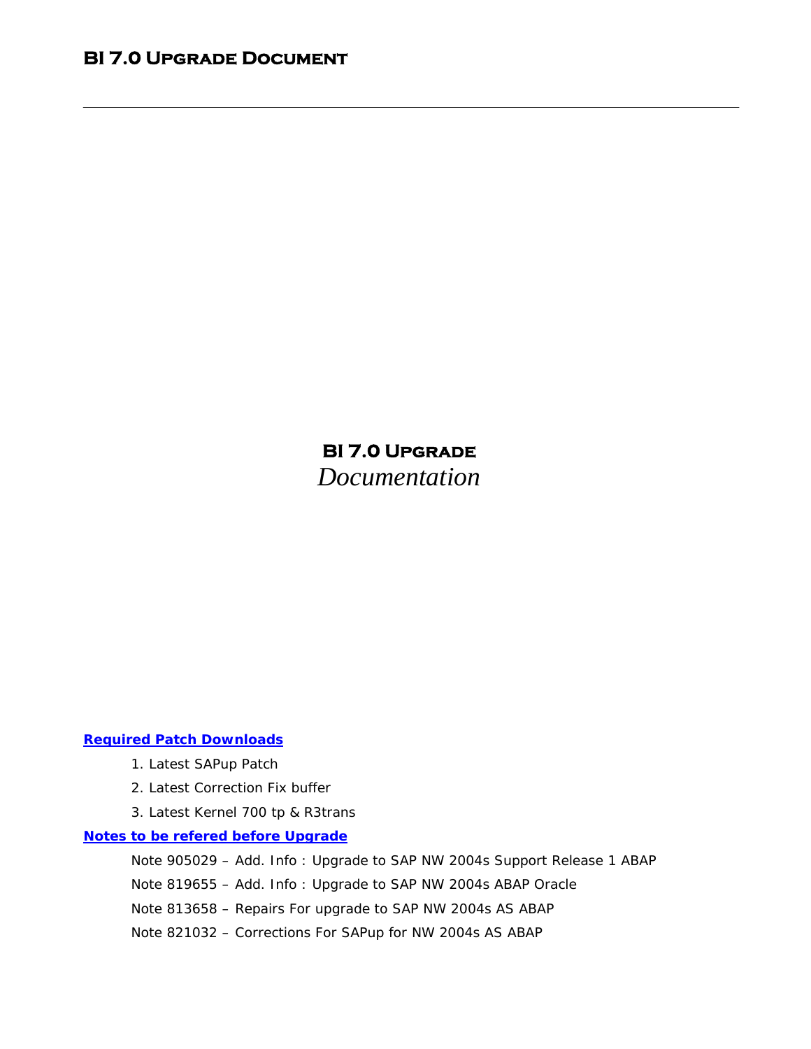# BI 7.0 Upgrade Document

---

## BI 7.0 Upgrade
*Documentation*

**Required Patch Downloads**

1. Latest SAPup Patch
2. Latest Correction Fix buffer
3. Latest Kernel 700 tp & R3trans

**Notes to be refered before Upgrade**

Note 905029 – Add. Info : Upgrade to SAP NW 2004s Support Release 1 ABAP

Note 819655 – Add. Info : Upgrade to SAP NW 2004s ABAP Oracle

Note 813658 – Repairs For upgrade to SAP NW 2004s AS ABAP

Note 821032 – Corrections For SAPup for NW 2004s AS ABAP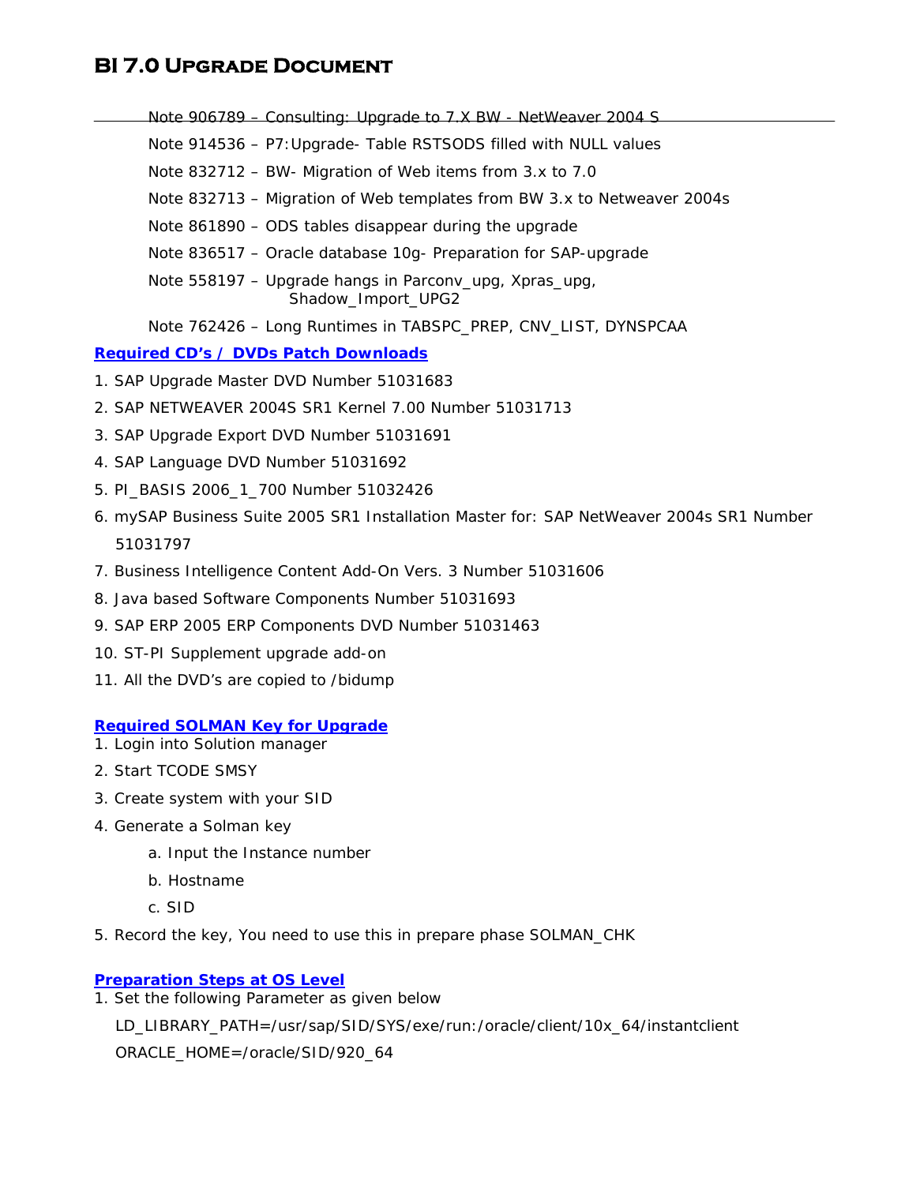Note 906789 – Consulting: Upgrade to 7.X BW - NetWeaver 2004 S

Note 914536 – P7:Upgrade- Table RSTSODS filled with NULL values

Note 832712 – BW- Migration of Web items from 3.x to 7.0

Note 832713 – Migration of Web templates from BW 3.x to Netweaver 2004s

Note 861890 – ODS tables disappear during the upgrade

Note 836517 – Oracle database 10g- Preparation for SAP-upgrade

Note 558197 – Upgrade hangs in Parconv_upg, Xpras_upg, Shadow_Import_UPG2

Note 762426 – Long Runtimes in TABSPC_PREP, CNV_LIST, DYNSPCAA

**Required CD's / DVDs Patch Downloads**

1. SAP Upgrade Master DVD Number 51031683
2. SAP NETWEAVER 2004S SR1 Kernel 7.00 Number 51031713
3. SAP Upgrade Export DVD Number 51031691
4. SAP Language DVD Number 51031692
5. PI_BASIS 2006_1_700 Number 51032426
6. mySAP Business Suite 2005 SR1 Installation Master for: SAP NetWeaver 2004s SR1 Number 51031797
7. Business Intelligence Content Add-On Vers. 3 Number 51031606
8. Java based Software Components Number 51031693
9. SAP ERP 2005 ERP Components DVD Number 51031463
10. ST-PI Supplement upgrade add-on
11. All the DVD's are copied to /bidump

**Required SOLMAN Key for Upgrade**

1. Login into Solution manager
2. Start TCODE SMSY
3. Create system with your SID
4. Generate a Solman key
    a. Input the Instance number
    b. Hostname
    c. SID
5. Record the key, You need to use this in prepare phase SOLMAN_CHK

**Preparation Steps at OS Level**

1. Set the following Parameter as given below

   LD_LIBRARY_PATH=/usr/sap/SID/SYS/exe/run:/oracle/client/10x_64/instantclient

   ORACLE_HOME=/oracle/SID/920_64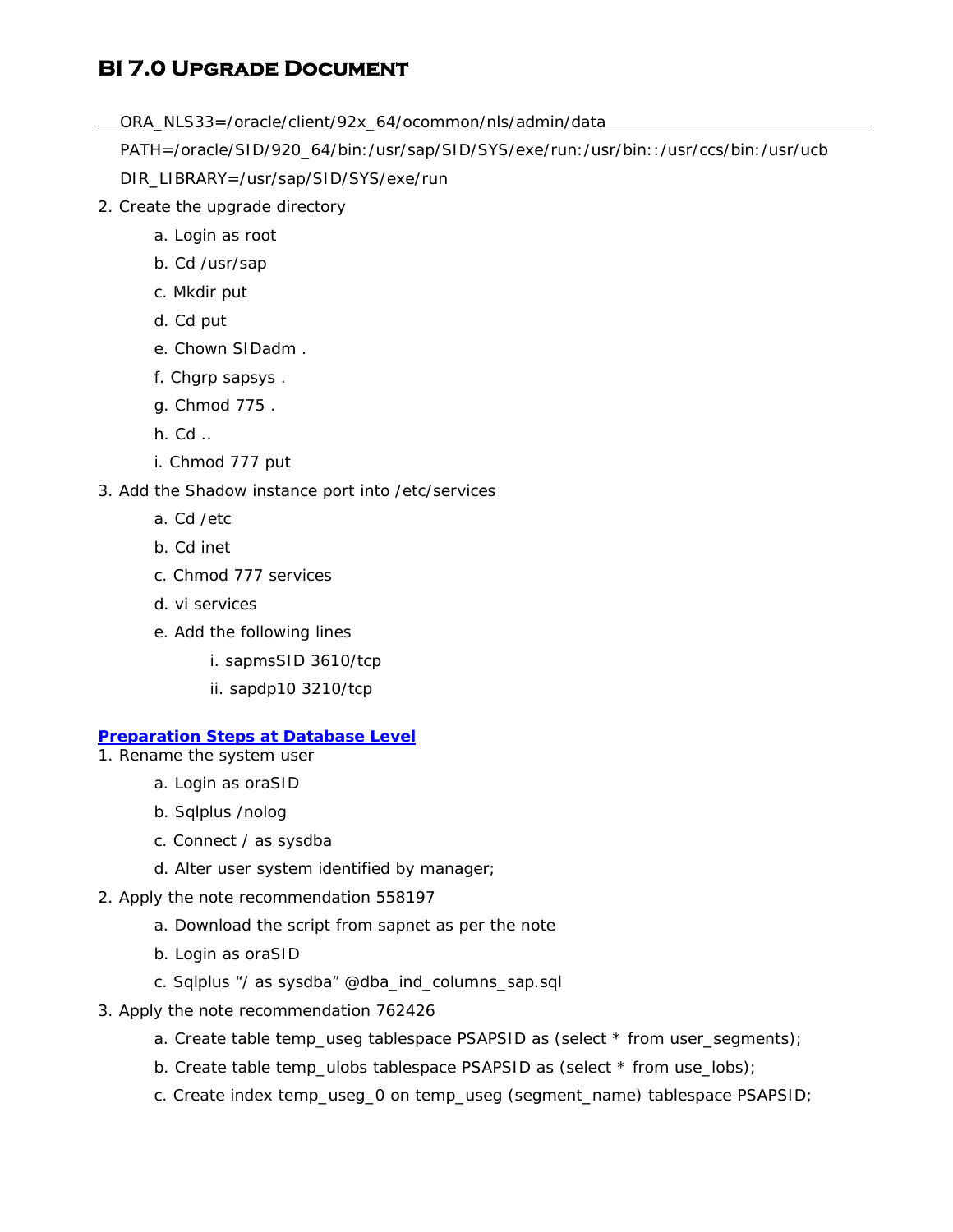ORA_NLS33=/oracle/client/92x_64/ocommon/nls/admin/data

PATH=/oracle/SID/920_64/bin:/usr/sap/SID/SYS/exe/run:/usr/bin::/usr/ccs/bin:/usr/ucb

DIR_LIBRARY=/usr/sap/SID/SYS/exe/run

2. Create the upgrade directory
    a. Login as root
    b. Cd /usr/sap
    c. Mkdir put
    d. Cd put
    e. Chown SIDadm .
    f. Chgrp sapsys .
    g. Chmod 775 .
    h. Cd ..
    i. Chmod 777 put
3. Add the Shadow instance port into /etc/services
    a. Cd /etc
    b. Cd inet
    c. Chmod 777 services
    d. vi services
    e. Add the following lines
        i. sapmsSID 3610/tcp
        ii. sapdp10 3210/tcp

**Preparation Steps at Database Level**

1. Rename the system user
    a. Login as oraSID
    b. Sqlplus /nolog
    c. Connect / as sysdba
    d. Alter user system identified by manager;
2. Apply the note recommendation 558197
    a. Download the script from sapnet as per the note
    b. Login as oraSID
    c. Sqlplus "/ as sysdba" @dba_ind_columns_sap.sql
3. Apply the note recommendation 762426
    a. Create table temp_useg tablespace PSAPSID as (select * from user_segments);
    b. Create table temp_ulobs tablespace PSAPSID as (select * from use_lobs);
    c. Create index temp_useg_0 on temp_useg (segment_name) tablespace PSAPSID;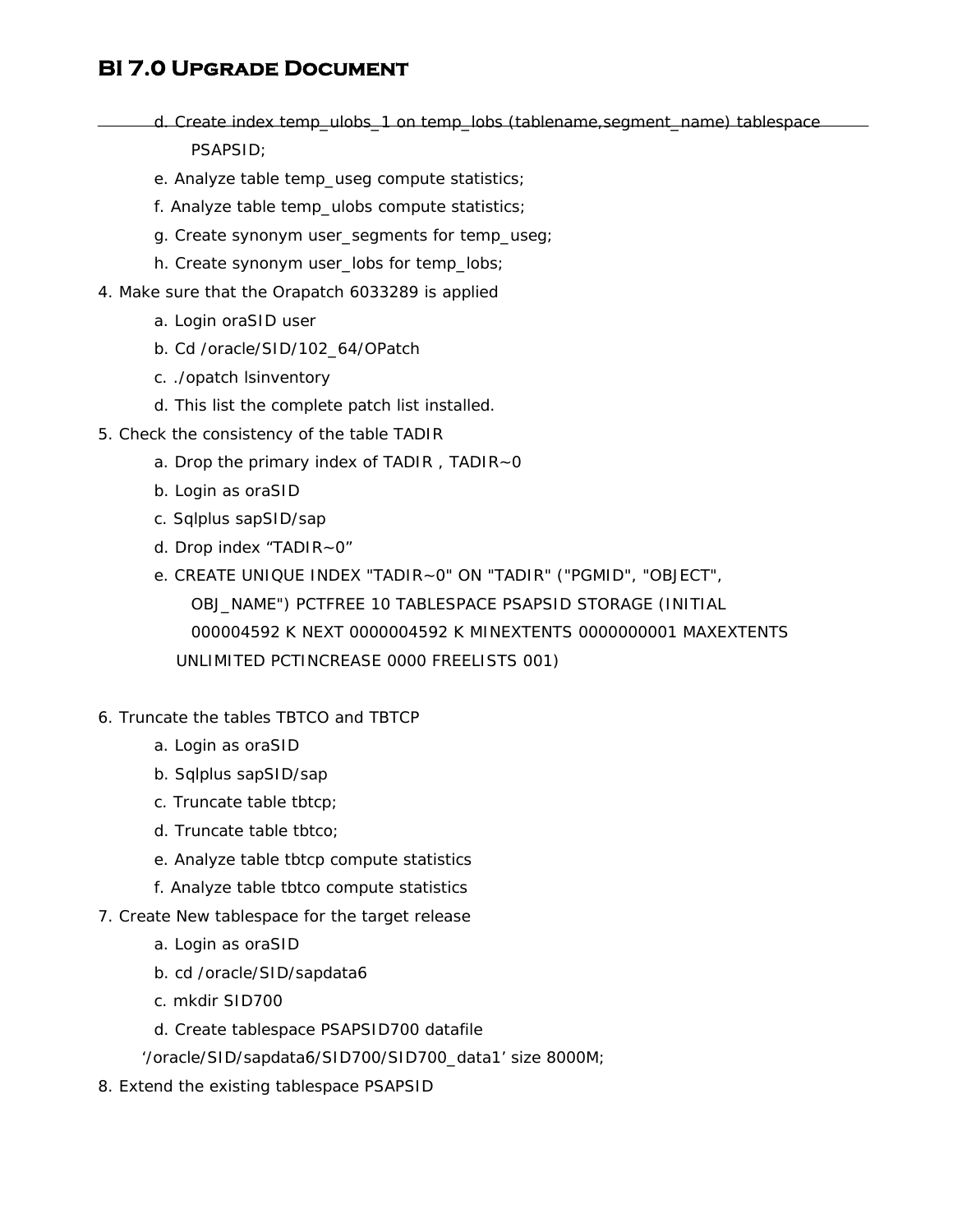d. Create index temp_ulobs_1 on temp_lobs (tablename,segment_name) tablespace PSAPSID;

e. Analyze table temp_useg compute statistics;

f. Analyze table temp_ulobs compute statistics;

g. Create synonym user_segments for temp_useg;

h. Create synonym user_lobs for temp_lobs;

4. Make sure that the Orapatch 6033289 is applied
   - a. Login oraSID user
   - b. Cd /oracle/SID/102_64/OPatch
   - c. ./opatch lsinventory
   - d. This list the complete patch list installed.
5. Check the consistency of the table TADIR
   - a. Drop the primary index of TADIR , TADIR~0
   - b. Login as oraSID
   - c. Sqlplus sapSID/sap
   - d. Drop index “TADIR~0”
   - e. CREATE UNIQUE INDEX "TADIR~0" ON "TADIR" ("PGMID", "OBJECT", OBJ_NAME") PCTFREE 10 TABLESPACE PSAPSID STORAGE (INITIAL 000004592 K NEXT 0000004592 K MINEXTENTS 0000000001 MAXEXTENTS UNLIMITED PCTINCREASE 0000 FREELISTS 001)
6. Truncate the tables TBTCO and TBTCP
   - a. Login as oraSID
   - b. Sqlplus sapSID/sap
   - c. Truncate table tbtcp;
   - d. Truncate table tbtco;
   - e. Analyze table tbtcp compute statistics
   - f. Analyze table tbtco compute statistics
7. Create New tablespace for the target release
   - a. Login as oraSID
   - b. cd /oracle/SID/sapdata6
   - c. mkdir SID700
   - d. Create tablespace PSAPSID700 datafile ‘/oracle/SID/sapdata6/SID700/SID700_data1’ size 8000M;
8. Extend the existing tablespace PSAPSID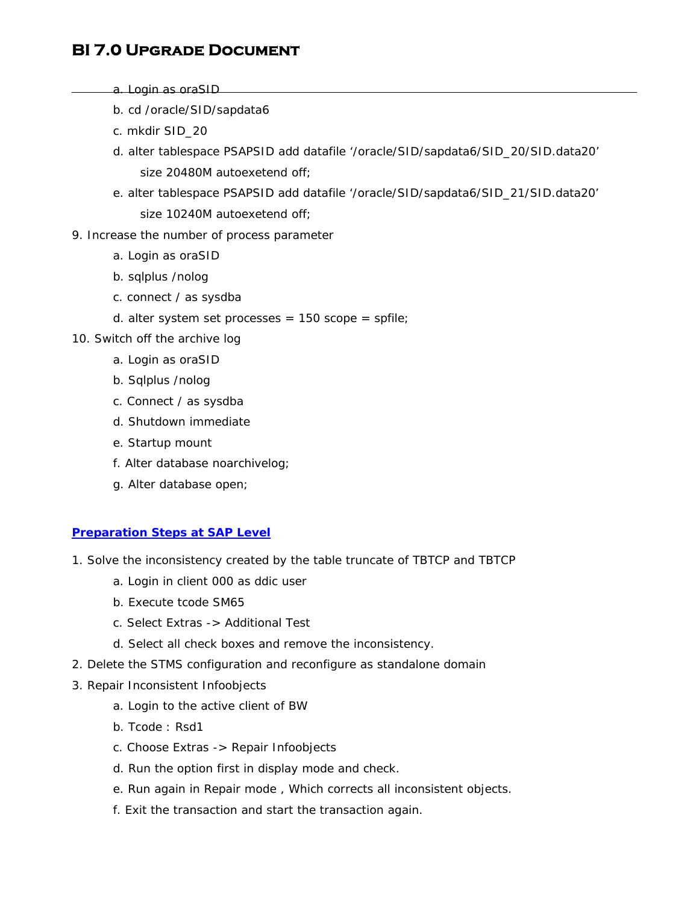a. Login as oraSID

b. cd /oracle/SID/sapdata6

c. mkdir SID_20

d. alter tablespace PSAPSID add datafile '/oracle/SID/sapdata6/SID_20/SID.data20' size 20480M autoexetend off;

e. alter tablespace PSAPSID add datafile '/oracle/SID/sapdata6/SID_21/SID.data20' size 10240M autoexetend off;

9. Increase the number of process parameter
    a. Login as oraSID
    b. sqlplus /nolog
    c. connect / as sysdba
    d. alter system set processes = 150 scope = spfile;
10. Switch off the archive log
    a. Login as oraSID
    b. Sqlplus /nolog
    c. Connect / as sysdba
    d. Shutdown immediate
    e. Startup mount
    f. Alter database noarchivelog;
    g. Alter database open;

## Preparation Steps at SAP Level

1. Solve the inconsistency created by the table truncate of TBTCP and TBTCP
    a. Login in client 000 as ddic user
    b. Execute tcode SM65
    c. Select Extras -> Additional Test
    d. Select all check boxes and remove the inconsistency.
2. Delete the STMS configuration and reconfigure as standalone domain
3. Repair Inconsistent Infoobjects
    a. Login to the active client of BW
    b. Tcode : Rsd1
    c. Choose Extras -> Repair Infoobjects
    d. Run the option first in display mode and check.
    e. Run again in Repair mode , Which corrects all inconsistent objects.
    f. Exit the transaction and start the transaction again.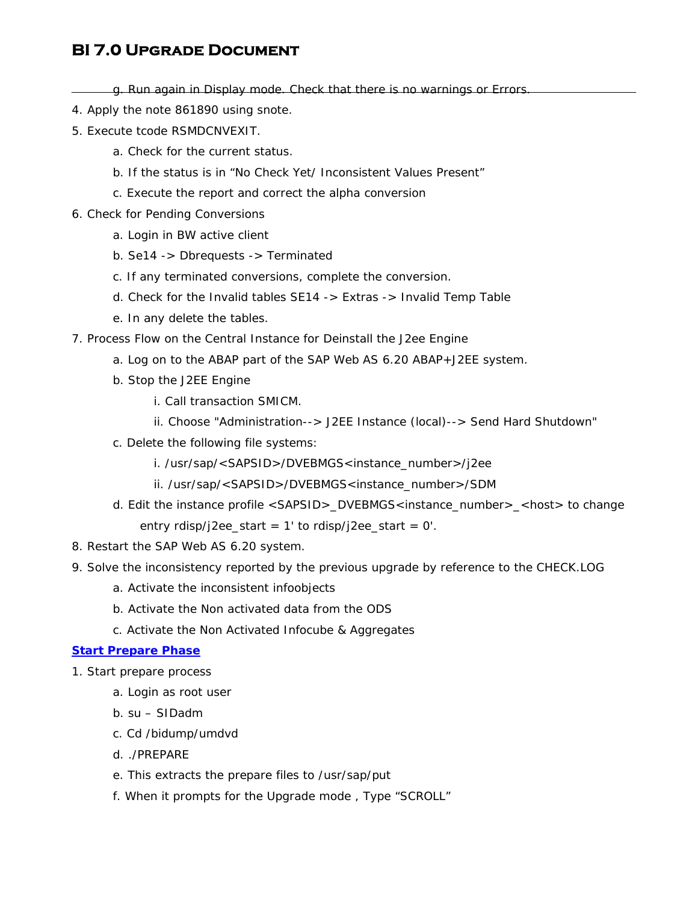g. Run again in Display mode. Check that there is no warnings or Errors.

4. Apply the note 861890 using snote.
5. Execute tcode RSMDCNVEXIT.
    a. Check for the current status.
    b. If the status is in “No Check Yet/ Inconsistent Values Present”
    c. Execute the report and correct the alpha conversion
6. Check for Pending Conversions
    a. Login in BW active client
    b. Se14 -> Dbrequests -> Terminated
    c. If any terminated conversions, complete the conversion.
    d. Check for the Invalid tables SE14 -> Extras -> Invalid Temp Table
    e. In any delete the tables.
7. Process Flow on the Central Instance for Deinstall the J2ee Engine
    a. Log on to the ABAP part of the SAP Web AS 6.20 ABAP+J2EE system.
    b. Stop the J2EE Engine
        i. Call transaction SMICM.
        ii. Choose "Administration--> J2EE Instance (local)--> Send Hard Shutdown"
    c. Delete the following file systems:
        i. /usr/sap/<SAPSID>/DVEBMGS<instance_number>/j2ee
        ii. /usr/sap/<SAPSID>/DVEBMGS<instance_number>/SDM
    d. Edit the instance profile <SAPSID>_DVEBMGS<instance_number>_<host> to change entry rdisp/j2ee_start = 1' to rdisp/j2ee_start = 0'.
8. Restart the SAP Web AS 6.20 system.
9. Solve the inconsistency reported by the previous upgrade by reference to the CHECK.LOG
    a. Activate the inconsistent infoobjects
    b. Activate the Non activated data from the ODS
    c. Activate the Non Activated Infocube & Aggregates

**Start Prepare Phase**

1. Start prepare process
    a. Login as root user
    b. su – SIDadm
    c. Cd /bidump/umdvd
    d. ./PREPARE
    e. This extracts the prepare files to /usr/sap/put
    f. When it prompts for the Upgrade mode , Type “SCROLL”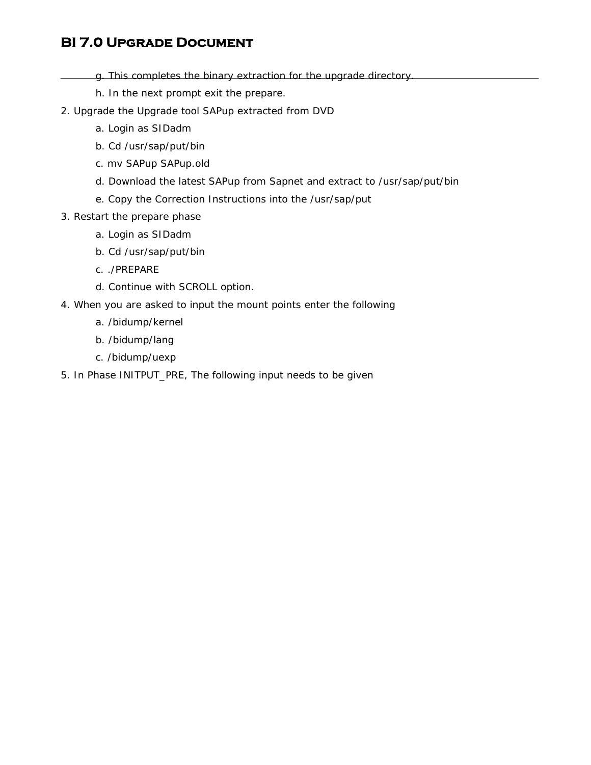g. This completes the binary extraction for the upgrade directory.

h. In the next prompt exit the prepare.

2. Upgrade the Upgrade tool SAPup extracted from DVD
   a. Login as SIDadm
   b. Cd /usr/sap/put/bin
   c. mv SAPup SAPup.old
   d. Download the latest SAPup from Sapnet and extract to /usr/sap/put/bin
   e. Copy the Correction Instructions into the /usr/sap/put
3. Restart the prepare phase
   a. Login as SIDadm
   b. Cd /usr/sap/put/bin
   c. ./PREPARE
   d. Continue with SCROLL option.
4. When you are asked to input the mount points enter the following
   a. /bidump/kernel
   b. /bidump/lang
   c. /bidump/uexp
5. In Phase INITPUT_PRE, The following input needs to be given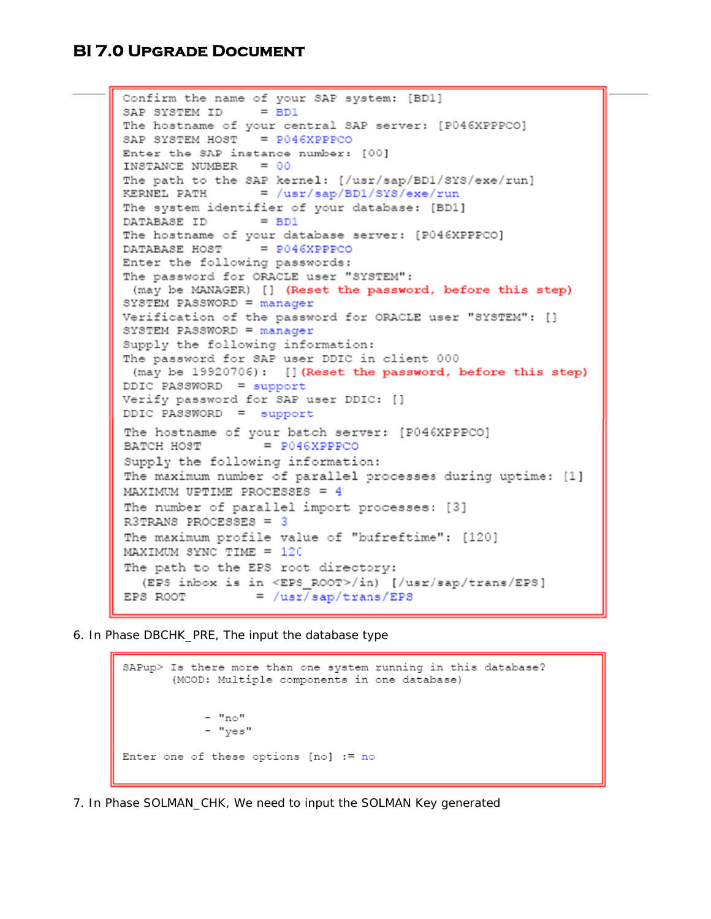```
Confirm the name of your SAP system: [BD1]
SAP SYSTEM ID       = BD1
The hostname of your central SAP server: [P046XPPPCO]
SAP SYSTEM HOST     = P046XPPPCO
Enter the SAP instance number: [00]
INSTANCE NUMBER     = 00
The path to the SAP kernel: [/usr/sap/BD1/SYS/exe/run]
KERNEL PATH         = /usr/sap/BD1/SYS/exe/run
The system identifier of your database: [BD1]
DATABASE ID         = BD1
The hostname of your database server: [P046XPPPCO]
DATABASE HOST       = P046XPPPCO
Enter the following passwords:
The password for ORACLE user "SYSTEM":
 (may be MANAGER) [] (Reset the password, before this step)
SYSTEM PASSWORD = manager
Verification of the password for ORACLE user "SYSTEM": []
SYSTEM PASSWORD = manager
Supply the following information:
The password for SAP user DDIC in client 000
 (may be 19920706):  [] (Reset the password, before this step)
DDIC PASSWORD  = support
Verify password for SAP user DDIC: []
DDIC PASSWORD  =  support
The hostname of your batch server: [P046XPPPCO]
BATCH HOST          = P046XPPPCO
Supply the following information:
The maximum number of parallel processes during uptime: [1]
MAXIMUM UPTIME PROCESSES = 4
The number of parallel import processes: [3]
R3TRANS PROCESSES = 3
The maximum profile value of "bufreftime": [120]
MAXIMUM SYNC TIME = 120
The path to the EPS root directory:
  (EPS inbox is in <EPS_ROOT>/in) [/usr/sap/trans/EPS]
EPS ROOT            = /usr/sap/trans/EPS
```

6. In Phase DBCHK_PRE, The input the database type

```
SAPup> Is there more than one system running in this database?
       (MCOD: Multiple components in one database)


            - "no"
            - "yes"

Enter one of these options [no] := no
```

7. In Phase SOLMAN_CHK, We need to input the SOLMAN Key generated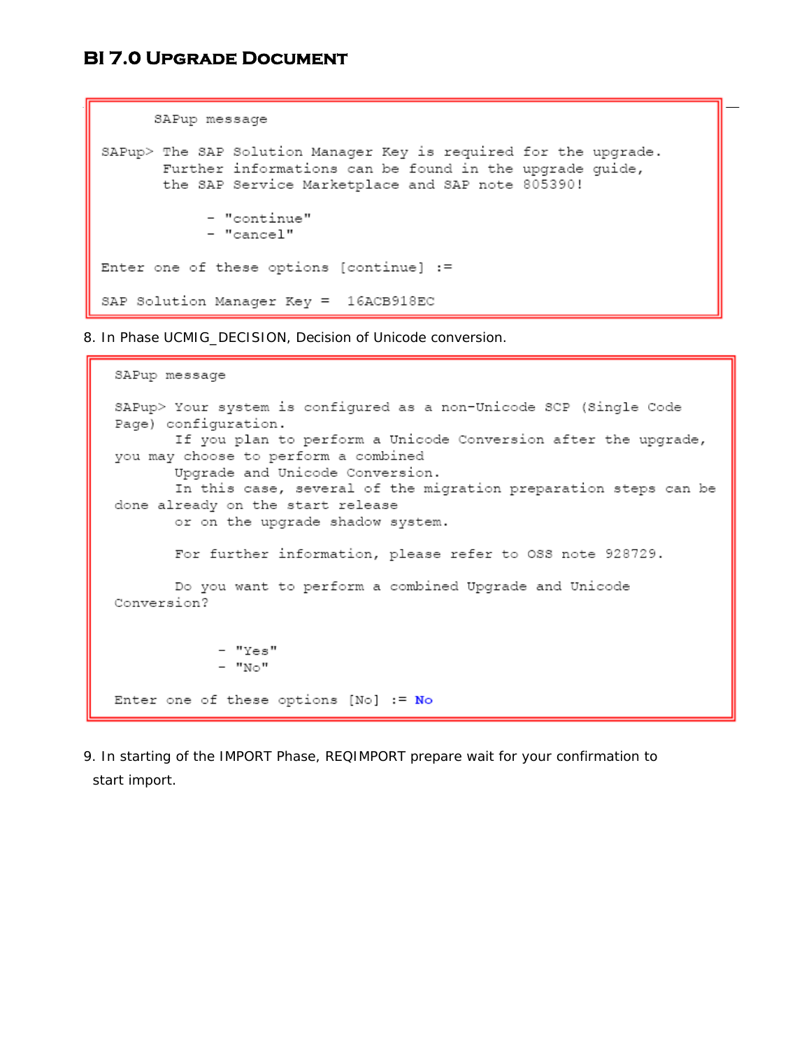```
      SAPup message

SAPup> The SAP Solution Manager Key is required for the upgrade.
       Further informations can be found in the upgrade guide,
       the SAP Service Marketplace and SAP note 805390!

             - "continue"
             - "cancel"

Enter one of these options [continue] :=

SAP Solution Manager Key =  16ACB918EC
```

8. In Phase UCMIG_DECISION, Decision of Unicode conversion.

```
SAPup message

SAPup> Your system is configured as a non-Unicode SCP (Single Code
Page) configuration.
       If you plan to perform a Unicode Conversion after the upgrade,
you may choose to perform a combined
       Upgrade and Unicode Conversion.
       In this case, several of the migration preparation steps can be
done already on the start release
       or on the upgrade shadow system.

       For further information, please refer to OSS note 928729.

       Do you want to perform a combined Upgrade and Unicode
Conversion?


             - "Yes"
             - "No"

Enter one of these options [No] := No
```

9. In starting of the IMPORT Phase, REQIMPORT prepare wait for your confirmation to start import.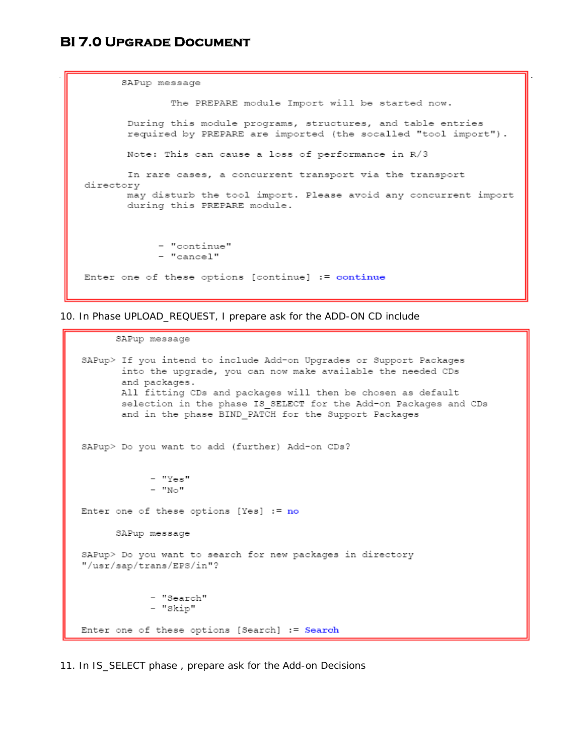```
SAPup message

        The PREPARE module Import will be started now.

    During this module programs, structures, and table entries
    required by PREPARE are imported (the socalled "tool import").

    Note: This can cause a loss of performance in R/3

    In rare cases, a concurrent transport via the transport
directory
    may disturb the tool import. Please avoid any concurrent import
    during this PREPARE module.



        - "continue"
        - "cancel"

Enter one of these options [continue] := continue
```

10. In Phase UPLOAD_REQUEST, I prepare ask for the ADD-ON CD include

```
SAPup message

SAPup> If you intend to include Add-on Upgrades or Support Packages
       into the upgrade, you can now make available the needed CDs
       and packages.
       All fitting CDs and packages will then be chosen as default
       selection in the phase IS_SELECT for the Add-on Packages and CDs
       and in the phase BIND_PATCH for the Support Packages


SAPup> Do you want to add (further) Add-on CDs?


        - "Yes"
        - "No"

Enter one of these options [Yes] := no

    SAPup message

SAPup> Do you want to search for new packages in directory
"/usr/sap/trans/EPS/in"?


        - "Search"
        - "Skip"

Enter one of these options [Search] := Search
```

11. In IS_SELECT phase , prepare ask for the Add-on Decisions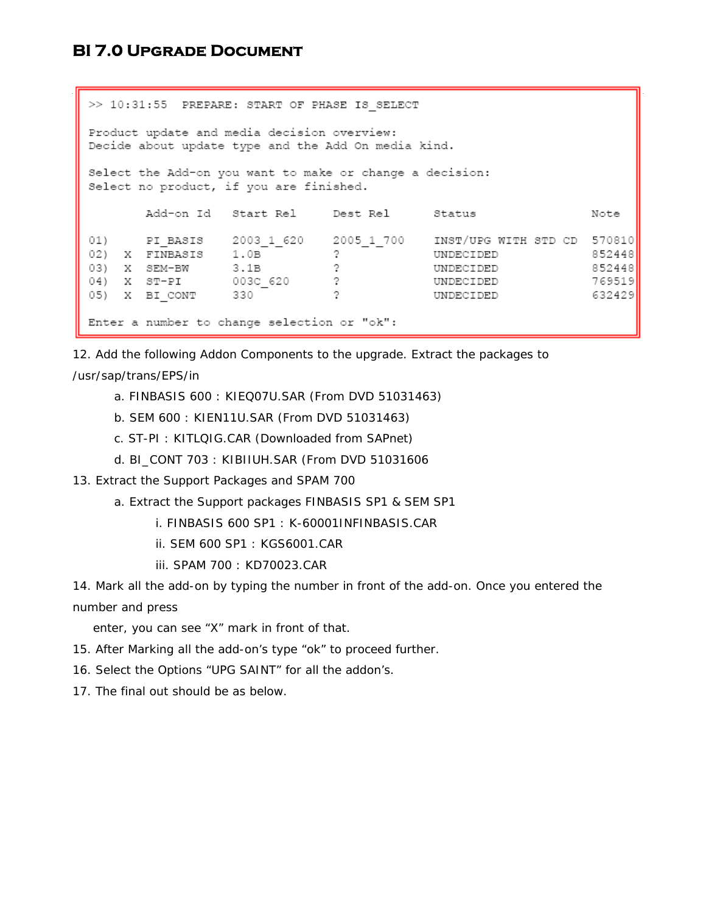```
>> 10:31:55  PREPARE: START OF PHASE IS_SELECT

Product update and media decision overview:
Decide about update type and the Add On media kind.

Select the Add-on you want to make or change a decision:
Select no product, if you are finished.

        Add-on Id    Start Rel     Dest Rel      Status              Note

01)     PI_BASIS     2003_1_620    2005_1_700    INST/UPG WITH STD CD  570810
02)  X  FINBASIS     1.0B          ?             UNDECIDED           852448
03)  X  SEM-BW       3.1B          ?             UNDECIDED           852448
04)  X  ST-PI        003C_620      ?             UNDECIDED           769519
05)  X  BI_CONT      330           ?             UNDECIDED           632429

Enter a number to change selection or "ok":
```

12. Add the following Addon Components to the upgrade. Extract the packages to /usr/sap/trans/EPS/in
    a. FINBASIS 600 : KIEQ07U.SAR (From DVD 51031463)
    b. SEM 600 : KIEN11U.SAR (From DVD 51031463)
    c. ST-PI : KITLQIG.CAR (Downloaded from SAPnet)
    d. BI_CONT 703 : KIBIIUH.SAR (From DVD 51031606
13. Extract the Support Packages and SPAM 700
    a. Extract the Support packages FINBASIS SP1 & SEM SP1
        i. FINBASIS 600 SP1 : K-60001INFINBASIS.CAR
        ii. SEM 600 SP1 : KGS6001.CAR
        iii. SPAM 700 : KD70023.CAR
14. Mark all the add-on by typing the number in front of the add-on. Once you entered the number and press
    enter, you can see “X” mark in front of that.
15. After Marking all the add-on’s type “ok” to proceed further.
16. Select the Options “UPG SAINT” for all the addon’s.
17. The final out should be as below.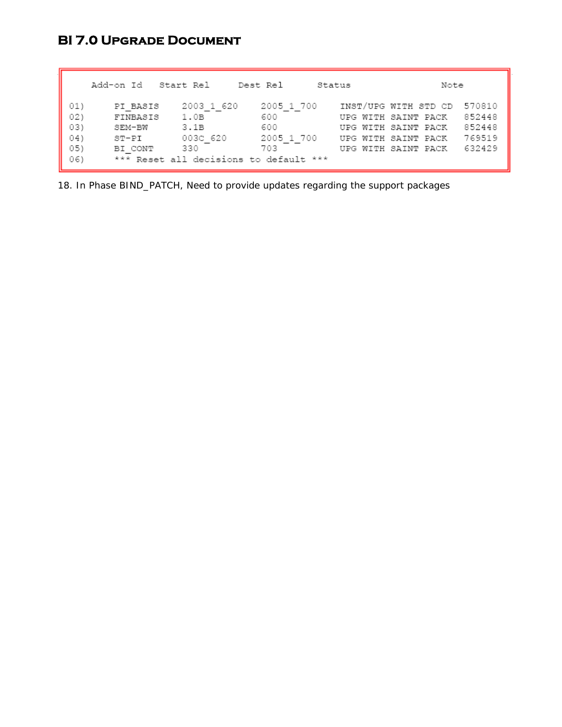| | Add-on Id | Start Rel | Dest Rel | Status | Note |
|---|---|---|---|---|---|
| 01) | PI_BASIS | 2003_1_620 | 2005_1_700 | INST/UPG WITH STD CD | 570810 |
| 02) | FINBASIS | 1.0B | 600 | UPG WITH SAINT PACK | 852448 |
| 03) | SEM-BW | 3.1B | 600 | UPG WITH SAINT PACK | 852448 |
| 04) | ST-PI | 003C_620 | 2005_1_700 | UPG WITH SAINT PACK | 769519 |
| 05) | BI_CONT | 330 | 703 | UPG WITH SAINT PACK | 632429 |
| 06) | *** Reset all decisions to default *** | | | | |

18. In Phase BIND_PATCH, Need to provide updates regarding the support packages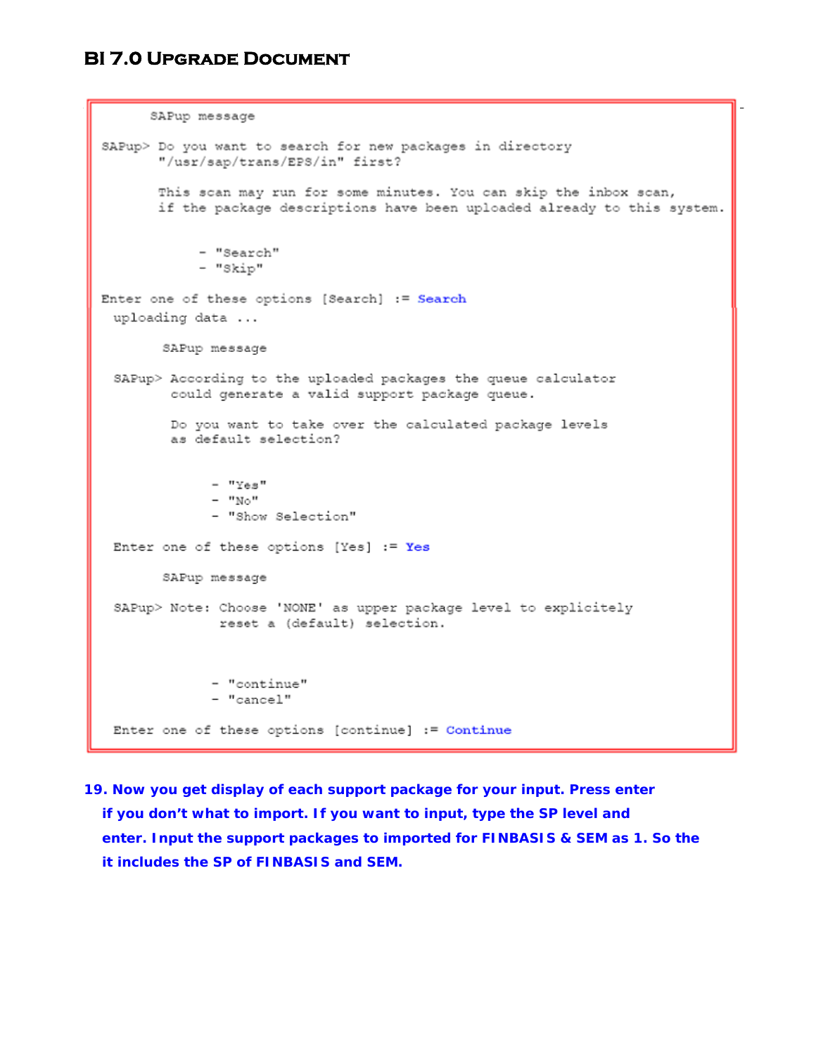```
      SAPup message

SAPup> Do you want to search for new packages in directory
       "/usr/sap/trans/EPS/in" first?

       This scan may run for some minutes. You can skip the inbox scan,
       if the package descriptions have been uploaded already to this system.


             - "Search"
             - "Skip"

Enter one of these options [Search] := Search
  uploading data ...

        SAPup message

  SAPup> According to the uploaded packages the queue calculator
         could generate a valid support package queue.

         Do you want to take over the calculated package levels
         as default selection?


              - "Yes"
              - "No"
              - "Show Selection"

  Enter one of these options [Yes] := Yes

        SAPup message

  SAPup> Note: Choose 'NONE' as upper package level to explicitely
               reset a (default) selection.



              - "continue"
              - "cancel"

  Enter one of these options [continue] := Continue
```

19. Now you get display of each support package for your input. Press enter if you don't what to import. If you want to input, type the SP level and enter. Input the support packages to imported for FINBASIS & SEM as 1. So the it includes the SP of FINBASIS and SEM.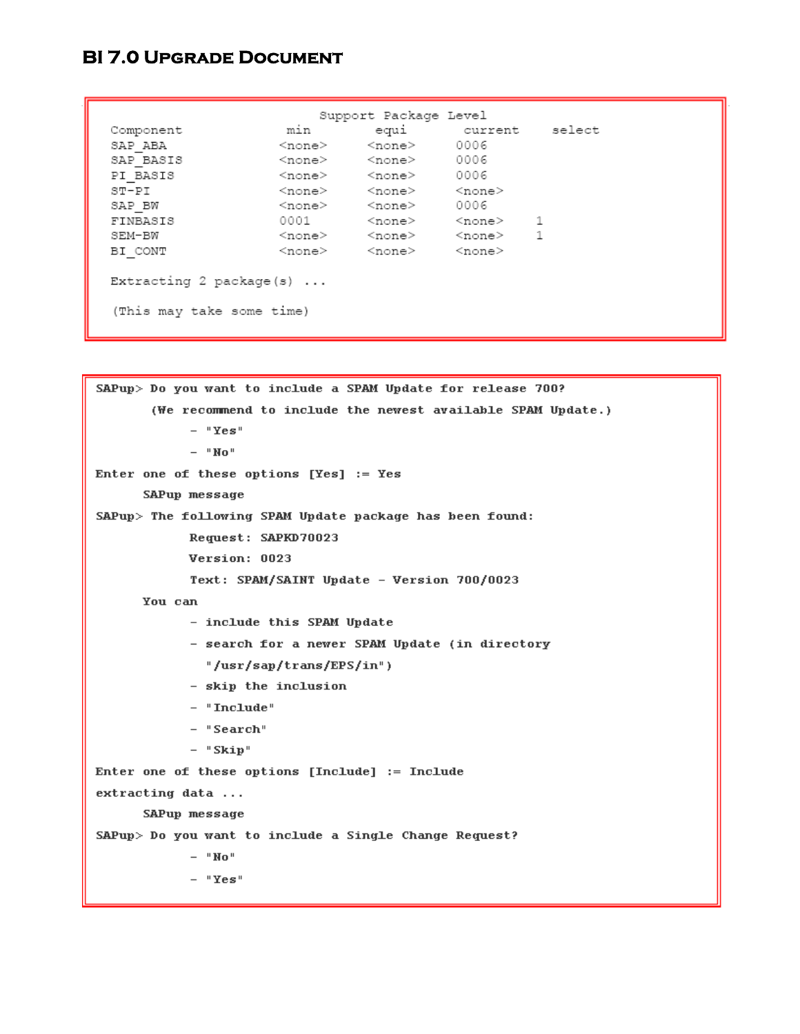```
                         Support Package Level
Component                 min        equi        current     select
SAP_ABA                   <none>     <none>      0006
SAP_BASIS                 <none>     <none>      0006
PI_BASIS                  <none>     <none>      0006
ST-PI                     <none>     <none>      <none>
SAP_BW                    <none>     <none>      0006
FINBASIS                  0001       <none>      <none>      1
SEM-BW                    <none>     <none>      <none>      1
BI_CONT                   <none>     <none>      <none>

Extracting 2 package(s) ...

(This may take some time)
```

```
SAPup> Do you want to include a SPAM Update for release 700?
       (We recommend to include the newest available SPAM Update.)
            - "Yes"
            - "No"
Enter one of these options [Yes] := Yes
      SAPup message
SAPup> The following SPAM Update package has been found:
            Request: SAPKD70023
            Version: 0023
            Text: SPAM/SAINT Update - Version 700/0023
      You can
            - include this SPAM Update
            - search for a newer SPAM Update (in directory
              "/usr/sap/trans/EPS/in")
            - skip the inclusion
            - "Include"
            - "Search"
            - "Skip"
Enter one of these options [Include] := Include
extracting data ...
      SAPup message
SAPup> Do you want to include a Single Change Request?
            - "No"
            - "Yes"
```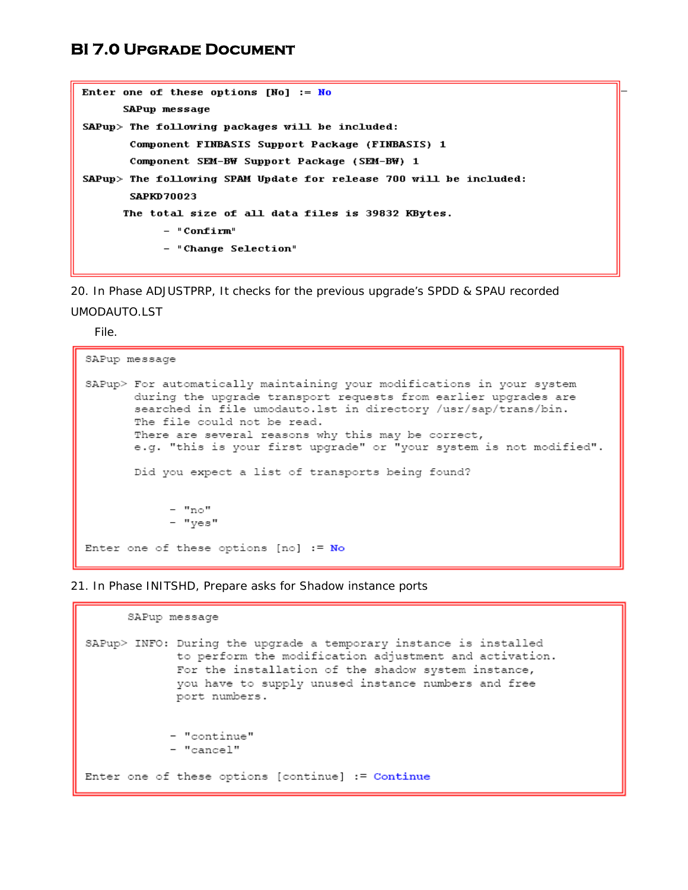```
Enter one of these options [No] := No
      SAPup message
SAPup> The following packages will be included:
        Component FINBASIS Support Package (FINBASIS) 1
        Component SEM-BW Support Package (SEM-BW) 1
SAPup> The following SPAM Update for release 700 will be included:
        SAPKD70023
      The total size of all data files is 39832 KBytes.
            - "Confirm"
            - "Change Selection"
```

20. In Phase ADJUSTPRP, It checks for the previous upgrade's SPDD & SPAU recorded UMODAUTO.LST

File.

```
SAPup message

SAPup> For automatically maintaining your modifications in your system
       during the upgrade transport requests from earlier upgrades are
       searched in file umodauto.lst in directory /usr/sap/trans/bin.
       The file could not be read.
       There are several reasons why this may be correct,
       e.g. "this is your first upgrade" or "your system is not modified".

       Did you expect a list of transports being found?


            - "no"
            - "yes"

Enter one of these options [no] := No
```

21. In Phase INITSHD, Prepare asks for Shadow instance ports

```
      SAPup message

SAPup> INFO: During the upgrade a temporary instance is installed
             to perform the modification adjustment and activation.
             For the installation of the shadow system instance,
             you have to supply unused instance numbers and free
             port numbers.


            - "continue"
            - "cancel"

Enter one of these options [continue] := Continue
```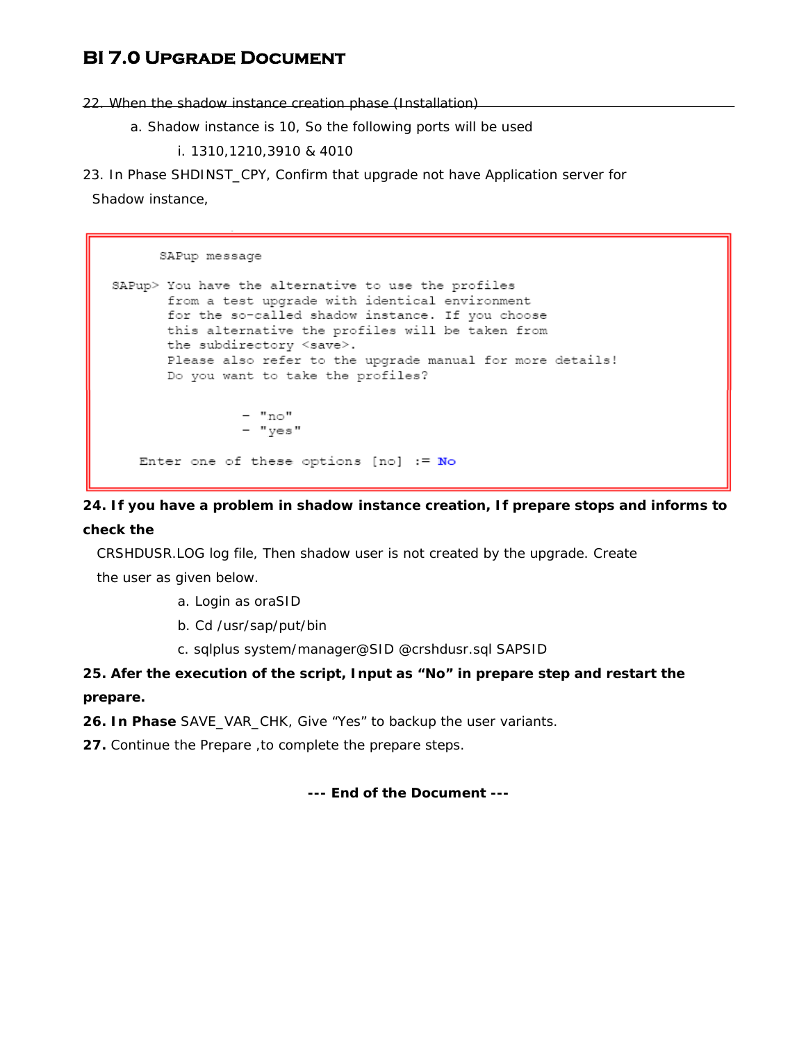22. When the shadow instance creation phase (Installation)

a. Shadow instance is 10, So the following ports will be used

i. 1310,1210,3910 & 4010

23. In Phase SHDINST_CPY, Confirm that upgrade not have Application server for Shadow instance,

```
SAPup message

SAPup> You have the alternative to use the profiles
       from a test upgrade with identical environment
       for the so-called shadow instance. If you choose
       this alternative the profiles will be taken from
       the subdirectory <save>.
       Please also refer to the upgrade manual for more details!
       Do you want to take the profiles?


              - "no"
              - "yes"

     Enter one of these options [no]  := No
```

**24. If you have a problem in shadow instance creation, If prepare stops and informs to check the**

CRSHDUSR.LOG log file, Then shadow user is not created by the upgrade. Create the user as given below.

a. Login as oraSID

b. Cd /usr/sap/put/bin

c. sqlplus system/manager@SID @crshdusr.sql SAPSID

**25. Afer the execution of the script, Input as "No" in prepare step and restart the prepare.**

**26. In Phase** SAVE_VAR_CHK, Give "Yes" to backup the user variants.

**27.** Continue the Prepare ,to complete the prepare steps.

**--- End of the Document ---**